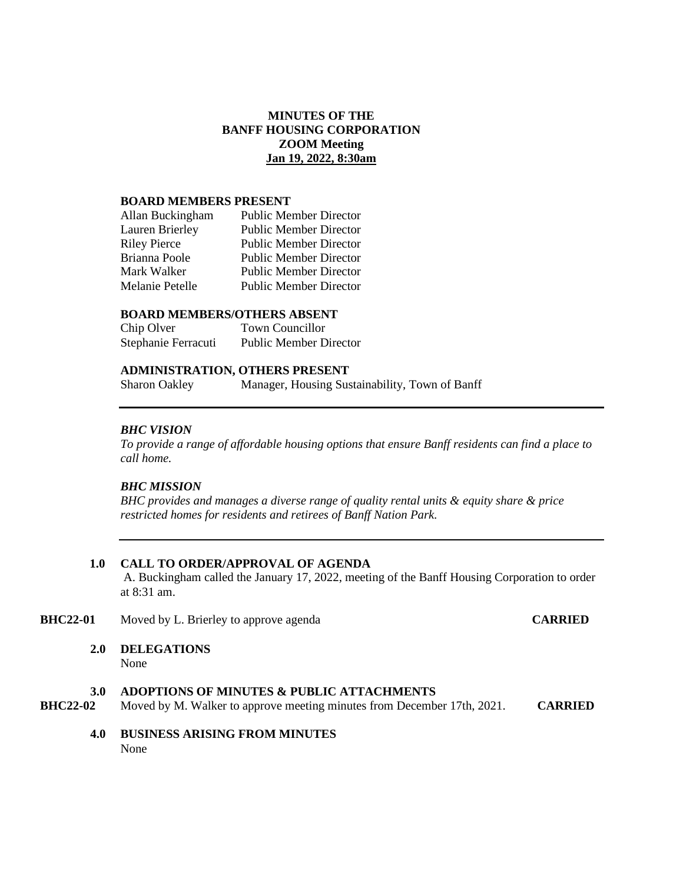**MINUTES OF THE**
**BANFF HOUSING CORPORATION**
**ZOOM Meeting**
**Jan 19, 2022, 8:30am**

**BOARD MEMBERS PRESENT**

| | |
|---|---|
| Allan Buckingham | Public Member Director |
| Lauren Brierley | Public Member Director |
| Riley Pierce | Public Member Director |
| Brianna Poole | Public Member Director |
| Mark Walker | Public Member Director |
| Melanie Petelle | Public Member Director |

**BOARD MEMBERS/OTHERS ABSENT**

| | |
|---|---|
| Chip Olver | Town Councillor |
| Stephanie Ferracuti | Public Member Director |

**ADMINISTRATION, OTHERS PRESENT**

| | |
|---|---|
| Sharon Oakley | Manager, Housing Sustainability, Town of Banff |

---

***BHC VISION***

*To provide a range of affordable housing options that ensure Banff residents can find a place to call home.*

***BHC MISSION***

*BHC provides and manages a diverse range of quality rental units & equity share & price restricted homes for residents and retirees of Banff Nation Park.*

---

**1.0 CALL TO ORDER/APPROVAL OF AGENDA**

A. Buckingham called the January 17, 2022, meeting of the Banff Housing Corporation to order at 8:31 am.

**BHC22-01** Moved by L. Brierley to approve agenda **CARRIED**

**2.0 DELEGATIONS**

None

**3.0 ADOPTIONS OF MINUTES & PUBLIC ATTACHMENTS**

**BHC22-02** Moved by M. Walker to approve meeting minutes from December 17th, 2021. **CARRIED**

**4.0 BUSINESS ARISING FROM MINUTES**

None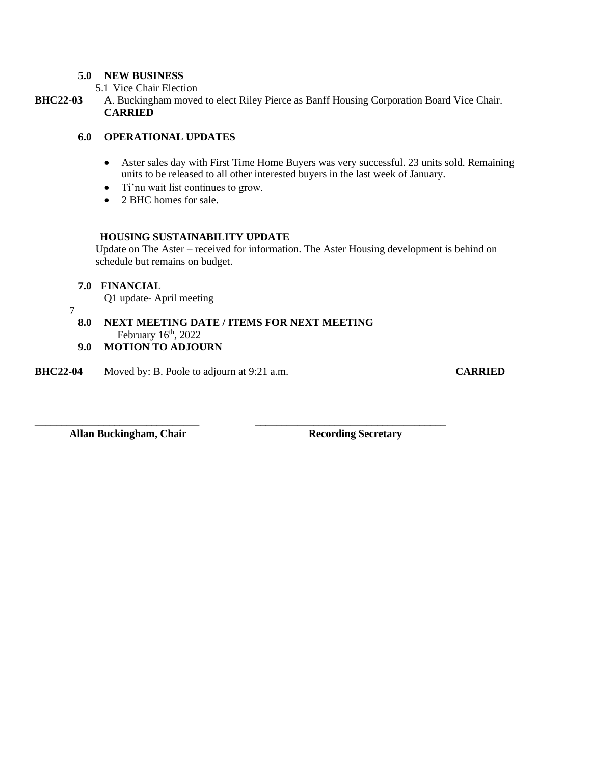**5.0 NEW BUSINESS**

5.1 Vice Chair Election

**BHC22-03** A. Buckingham moved to elect Riley Pierce as Banff Housing Corporation Board Vice Chair. **CARRIED**

**6.0 OPERATIONAL UPDATES**

- Aster sales day with First Time Home Buyers was very successful. 23 units sold. Remaining units to be released to all other interested buyers in the last week of January.
- Ti'nu wait list continues to grow.
- 2 BHC homes for sale.

**HOUSING SUSTAINABILITY UPDATE**

Update on The Aster – received for information. The Aster Housing development is behind on schedule but remains on budget.

**7.0 FINANCIAL**

Q1 update- April meeting

7

**8.0 NEXT MEETING DATE / ITEMS FOR NEXT MEETING**

February 16th, 2022

**9.0 MOTION TO ADJOURN**

**BHC22-04** Moved by: B. Poole to adjourn at 9:21 a.m. **CARRIED**

\_\_\_\_\_\_\_\_\_\_\_\_\_\_\_\_\_\_\_\_\_\_\_\_\_\_\_\_\_\_
**Allan Buckingham, Chair**

\_\_\_\_\_\_\_\_\_\_\_\_\_\_\_\_\_\_\_\_\_\_\_\_\_\_\_\_\_\_
**Recording Secretary**